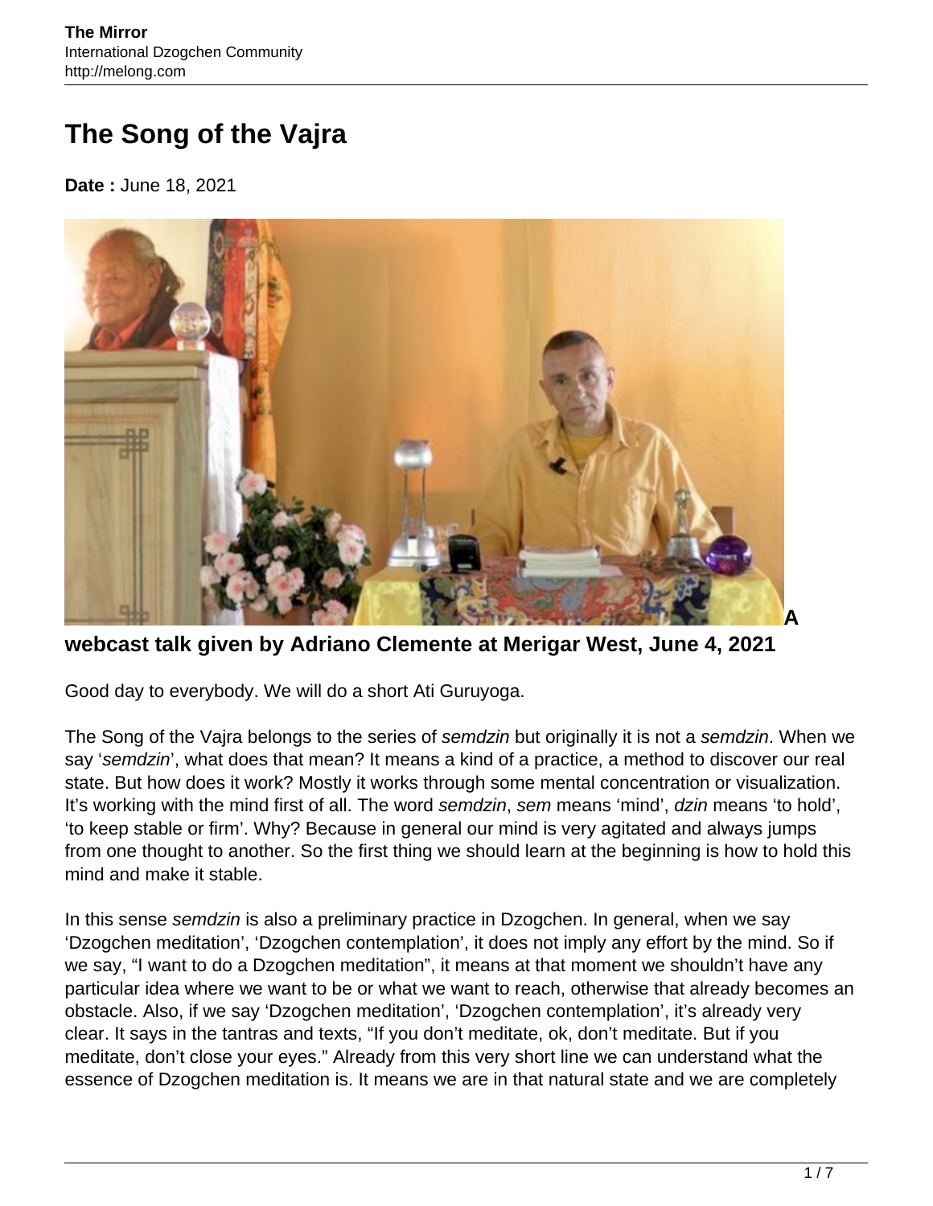# The Song of the Vajra

**Date :** June 18, 2021

**A webcast talk given by Adriano Clemente at Merigar West, June 4, 2021**

Good day to everybody. We will do a short Ati Guruyoga.

The Song of the Vajra belongs to the series of *semdzin* but originally it is not a *semdzin*. When we say '*semdzin*', what does that mean? It means a kind of a practice, a method to discover our real state. But how does it work? Mostly it works through some mental concentration or visualization. It's working with the mind first of all. The word *semdzin*, *sem* means 'mind', *dzin* means 'to hold', 'to keep stable or firm'. Why? Because in general our mind is very agitated and always jumps from one thought to another. So the first thing we should learn at the beginning is how to hold this mind and make it stable.

In this sense *semdzin* is also a preliminary practice in Dzogchen. In general, when we say 'Dzogchen meditation', 'Dzogchen contemplation', it does not imply any effort by the mind. So if we say, "I want to do a Dzogchen meditation", it means at that moment we shouldn't have any particular idea where we want to be or what we want to reach, otherwise that already becomes an obstacle. Also, if we say 'Dzogchen meditation', 'Dzogchen contemplation', it's already very clear. It says in the tantras and texts, "If you don't meditate, ok, don't meditate. But if you meditate, don't close your eyes." Already from this very short line we can understand what the essence of Dzogchen meditation is. It means we are in that natural state and we are completely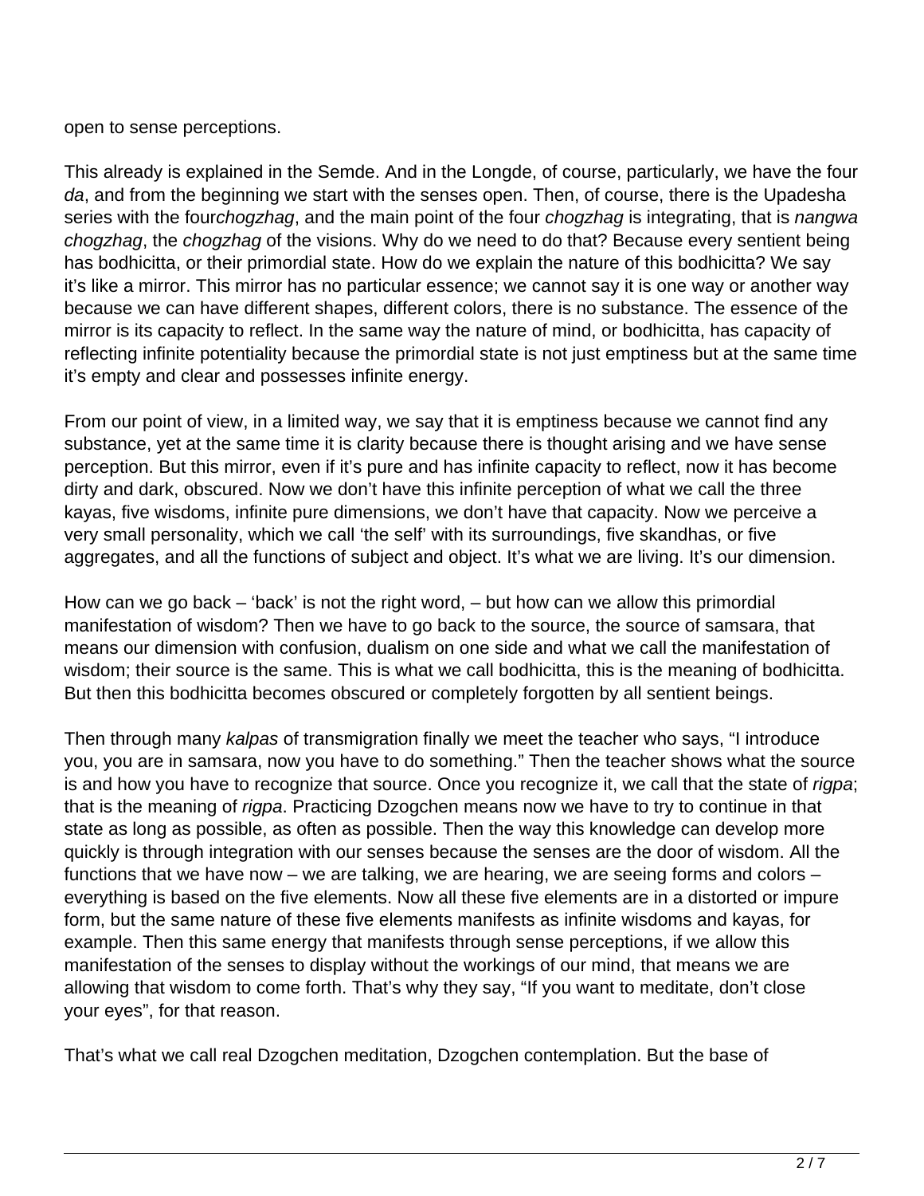open to sense perceptions.

This already is explained in the Semde. And in the Longde, of course, particularly, we have the four *da*, and from the beginning we start with the senses open. Then, of course, there is the Upadesha series with the four*chogzhag*, and the main point of the four *chogzhag* is integrating, that is *nangwa chogzhag*, the *chogzhag* of the visions. Why do we need to do that? Because every sentient being has bodhicitta, or their primordial state. How do we explain the nature of this bodhicitta? We say it's like a mirror. This mirror has no particular essence; we cannot say it is one way or another way because we can have different shapes, different colors, there is no substance. The essence of the mirror is its capacity to reflect. In the same way the nature of mind, or bodhicitta, has capacity of reflecting infinite potentiality because the primordial state is not just emptiness but at the same time it's empty and clear and possesses infinite energy.

From our point of view, in a limited way, we say that it is emptiness because we cannot find any substance, yet at the same time it is clarity because there is thought arising and we have sense perception. But this mirror, even if it's pure and has infinite capacity to reflect, now it has become dirty and dark, obscured. Now we don't have this infinite perception of what we call the three kayas, five wisdoms, infinite pure dimensions, we don't have that capacity. Now we perceive a very small personality, which we call 'the self' with its surroundings, five skandhas, or five aggregates, and all the functions of subject and object. It's what we are living. It's our dimension.

How can we go back – 'back' is not the right word, – but how can we allow this primordial manifestation of wisdom? Then we have to go back to the source, the source of samsara, that means our dimension with confusion, dualism on one side and what we call the manifestation of wisdom; their source is the same. This is what we call bodhicitta, this is the meaning of bodhicitta. But then this bodhicitta becomes obscured or completely forgotten by all sentient beings.

Then through many *kalpas* of transmigration finally we meet the teacher who says, "I introduce you, you are in samsara, now you have to do something." Then the teacher shows what the source is and how you have to recognize that source. Once you recognize it, we call that the state of *rigpa*; that is the meaning of *rigpa*. Practicing Dzogchen means now we have to try to continue in that state as long as possible, as often as possible. Then the way this knowledge can develop more quickly is through integration with our senses because the senses are the door of wisdom. All the functions that we have now – we are talking, we are hearing, we are seeing forms and colors – everything is based on the five elements. Now all these five elements are in a distorted or impure form, but the same nature of these five elements manifests as infinite wisdoms and kayas, for example. Then this same energy that manifests through sense perceptions, if we allow this manifestation of the senses to display without the workings of our mind, that means we are allowing that wisdom to come forth. That's why they say, "If you want to meditate, don't close your eyes", for that reason.

That's what we call real Dzogchen meditation, Dzogchen contemplation. But the base of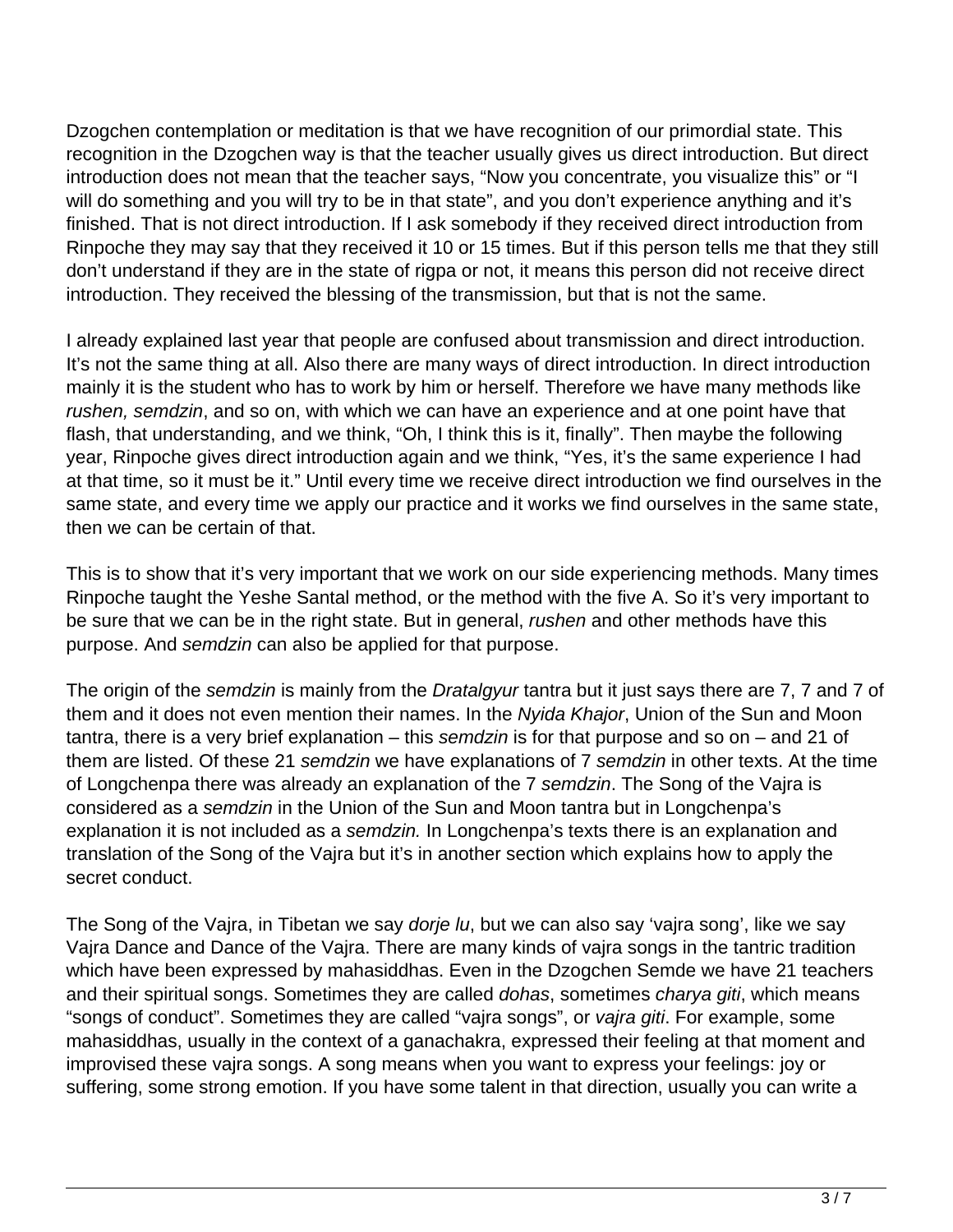Dzogchen contemplation or meditation is that we have recognition of our primordial state. This recognition in the Dzogchen way is that the teacher usually gives us direct introduction. But direct introduction does not mean that the teacher says, “Now you concentrate, you visualize this” or “I will do something and you will try to be in that state”, and you don’t experience anything and it’s finished. That is not direct introduction. If I ask somebody if they received direct introduction from Rinpoche they may say that they received it 10 or 15 times. But if this person tells me that they still don’t understand if they are in the state of rigpa or not, it means this person did not receive direct introduction. They received the blessing of the transmission, but that is not the same.

I already explained last year that people are confused about transmission and direct introduction. It’s not the same thing at all. Also there are many ways of direct introduction. In direct introduction mainly it is the student who has to work by him or herself. Therefore we have many methods like *rushen, semdzin*, and so on, with which we can have an experience and at one point have that flash, that understanding, and we think, “Oh, I think this is it, finally”. Then maybe the following year, Rinpoche gives direct introduction again and we think, “Yes, it’s the same experience I had at that time, so it must be it.” Until every time we receive direct introduction we find ourselves in the same state, and every time we apply our practice and it works we find ourselves in the same state, then we can be certain of that.

This is to show that it’s very important that we work on our side experiencing methods. Many times Rinpoche taught the Yeshe Santal method, or the method with the five A. So it’s very important to be sure that we can be in the right state. But in general, *rushen* and other methods have this purpose. And *semdzin* can also be applied for that purpose.

The origin of the *semdzin* is mainly from the *Dratalgyur* tantra but it just says there are 7, 7 and 7 of them and it does not even mention their names. In the *Nyida Khajor*, Union of the Sun and Moon tantra, there is a very brief explanation – this *semdzin* is for that purpose and so on – and 21 of them are listed. Of these 21 *semdzin* we have explanations of 7 *semdzin* in other texts. At the time of Longchenpa there was already an explanation of the 7 *semdzin*. The Song of the Vajra is considered as a *semdzin* in the Union of the Sun and Moon tantra but in Longchenpa’s explanation it is not included as a *semdzin.* In Longchenpa’s texts there is an explanation and translation of the Song of the Vajra but it’s in another section which explains how to apply the secret conduct.

The Song of the Vajra, in Tibetan we say *dorje lu*, but we can also say ‘vajra song’, like we say Vajra Dance and Dance of the Vajra. There are many kinds of vajra songs in the tantric tradition which have been expressed by mahasiddhas. Even in the Dzogchen Semde we have 21 teachers and their spiritual songs. Sometimes they are called *dohas*, sometimes *charya giti*, which means “songs of conduct”. Sometimes they are called “vajra songs”, or *vajra giti*. For example, some mahasiddhas, usually in the context of a ganachakra, expressed their feeling at that moment and improvised these vajra songs. A song means when you want to express your feelings: joy or suffering, some strong emotion. If you have some talent in that direction, usually you can write a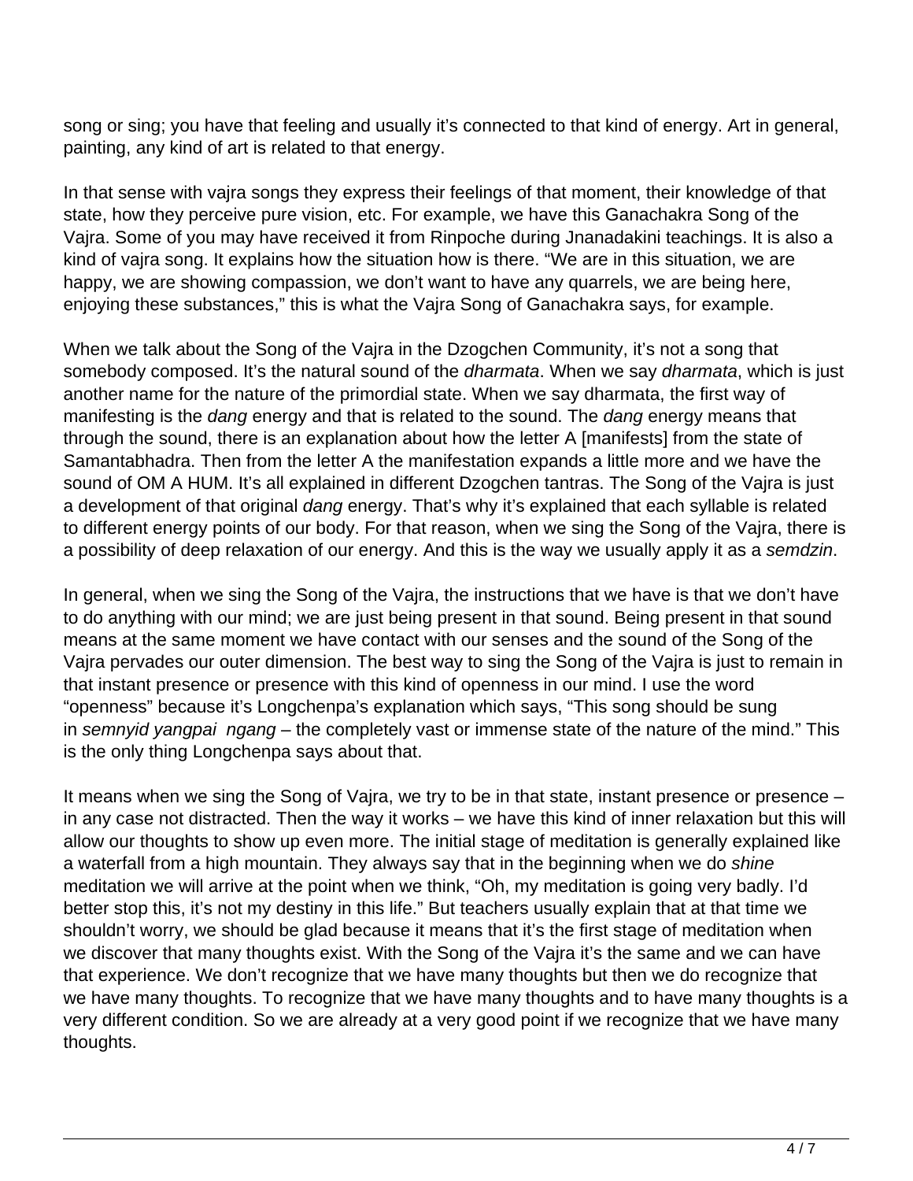song or sing; you have that feeling and usually it's connected to that kind of energy. Art in general, painting, any kind of art is related to that energy.

In that sense with vajra songs they express their feelings of that moment, their knowledge of that state, how they perceive pure vision, etc. For example, we have this Ganachakra Song of the Vajra. Some of you may have received it from Rinpoche during Jnanadakini teachings. It is also a kind of vajra song. It explains how the situation how is there. "We are in this situation, we are happy, we are showing compassion, we don't want to have any quarrels, we are being here, enjoying these substances," this is what the Vajra Song of Ganachakra says, for example.

When we talk about the Song of the Vajra in the Dzogchen Community, it's not a song that somebody composed. It's the natural sound of the *dharmata*. When we say *dharmata*, which is just another name for the nature of the primordial state. When we say dharmata, the first way of manifesting is the *dang* energy and that is related to the sound. The *dang* energy means that through the sound, there is an explanation about how the letter A [manifests] from the state of Samantabhadra. Then from the letter A the manifestation expands a little more and we have the sound of OM A HUM. It's all explained in different Dzogchen tantras. The Song of the Vajra is just a development of that original *dang* energy. That's why it's explained that each syllable is related to different energy points of our body. For that reason, when we sing the Song of the Vajra, there is a possibility of deep relaxation of our energy. And this is the way we usually apply it as a *semdzin*.

In general, when we sing the Song of the Vajra, the instructions that we have is that we don't have to do anything with our mind; we are just being present in that sound. Being present in that sound means at the same moment we have contact with our senses and the sound of the Song of the Vajra pervades our outer dimension. The best way to sing the Song of the Vajra is just to remain in that instant presence or presence with this kind of openness in our mind. I use the word "openness" because it's Longchenpa's explanation which says, "This song should be sung in *semnyid yangpai ngang* – the completely vast or immense state of the nature of the mind." This is the only thing Longchenpa says about that.

It means when we sing the Song of Vajra, we try to be in that state, instant presence or presence – in any case not distracted. Then the way it works – we have this kind of inner relaxation but this will allow our thoughts to show up even more. The initial stage of meditation is generally explained like a waterfall from a high mountain. They always say that in the beginning when we do *shine* meditation we will arrive at the point when we think, "Oh, my meditation is going very badly. I'd better stop this, it's not my destiny in this life." But teachers usually explain that at that time we shouldn't worry, we should be glad because it means that it's the first stage of meditation when we discover that many thoughts exist. With the Song of the Vajra it's the same and we can have that experience. We don't recognize that we have many thoughts but then we do recognize that we have many thoughts. To recognize that we have many thoughts and to have many thoughts is a very different condition. So we are already at a very good point if we recognize that we have many thoughts.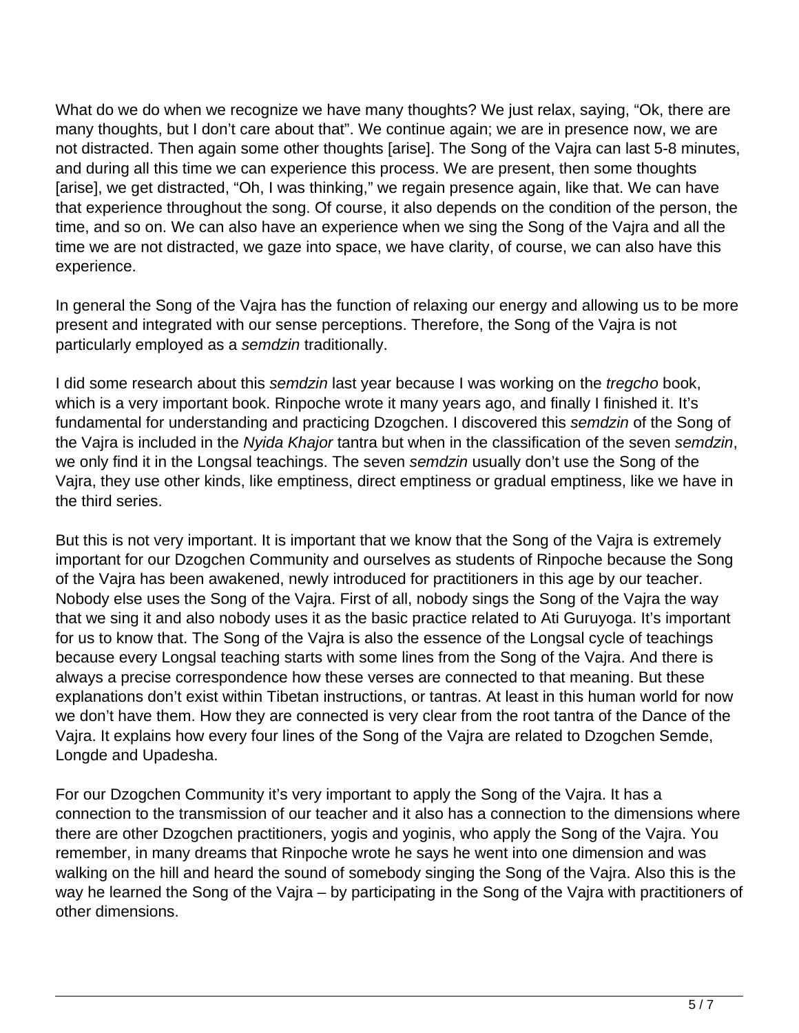What do we do when we recognize we have many thoughts? We just relax, saying, “Ok, there are many thoughts, but I don’t care about that”. We continue again; we are in presence now, we are not distracted. Then again some other thoughts [arise]. The Song of the Vajra can last 5-8 minutes, and during all this time we can experience this process. We are present, then some thoughts [arise], we get distracted, “Oh, I was thinking,” we regain presence again, like that. We can have that experience throughout the song. Of course, it also depends on the condition of the person, the time, and so on. We can also have an experience when we sing the Song of the Vajra and all the time we are not distracted, we gaze into space, we have clarity, of course, we can also have this experience.

In general the Song of the Vajra has the function of relaxing our energy and allowing us to be more present and integrated with our sense perceptions. Therefore, the Song of the Vajra is not particularly employed as a *semdzin* traditionally.

I did some research about this *semdzin* last year because I was working on the *tregcho* book, which is a very important book. Rinpoche wrote it many years ago, and finally I finished it. It’s fundamental for understanding and practicing Dzogchen. I discovered this *semdzin* of the Song of the Vajra is included in the *Nyida Khajor* tantra but when in the classification of the seven *semdzin*, we only find it in the Longsal teachings. The seven *semdzin* usually don’t use the Song of the Vajra, they use other kinds, like emptiness, direct emptiness or gradual emptiness, like we have in the third series.

But this is not very important. It is important that we know that the Song of the Vajra is extremely important for our Dzogchen Community and ourselves as students of Rinpoche because the Song of the Vajra has been awakened, newly introduced for practitioners in this age by our teacher. Nobody else uses the Song of the Vajra. First of all, nobody sings the Song of the Vajra the way that we sing it and also nobody uses it as the basic practice related to Ati Guruyoga. It’s important for us to know that. The Song of the Vajra is also the essence of the Longsal cycle of teachings because every Longsal teaching starts with some lines from the Song of the Vajra. And there is always a precise correspondence how these verses are connected to that meaning. But these explanations don’t exist within Tibetan instructions, or tantras. At least in this human world for now we don’t have them. How they are connected is very clear from the root tantra of the Dance of the Vajra. It explains how every four lines of the Song of the Vajra are related to Dzogchen Semde, Longde and Upadesha.

For our Dzogchen Community it’s very important to apply the Song of the Vajra. It has a connection to the transmission of our teacher and it also has a connection to the dimensions where there are other Dzogchen practitioners, yogis and yoginis, who apply the Song of the Vajra. You remember, in many dreams that Rinpoche wrote he says he went into one dimension and was walking on the hill and heard the sound of somebody singing the Song of the Vajra. Also this is the way he learned the Song of the Vajra – by participating in the Song of the Vajra with practitioners of other dimensions.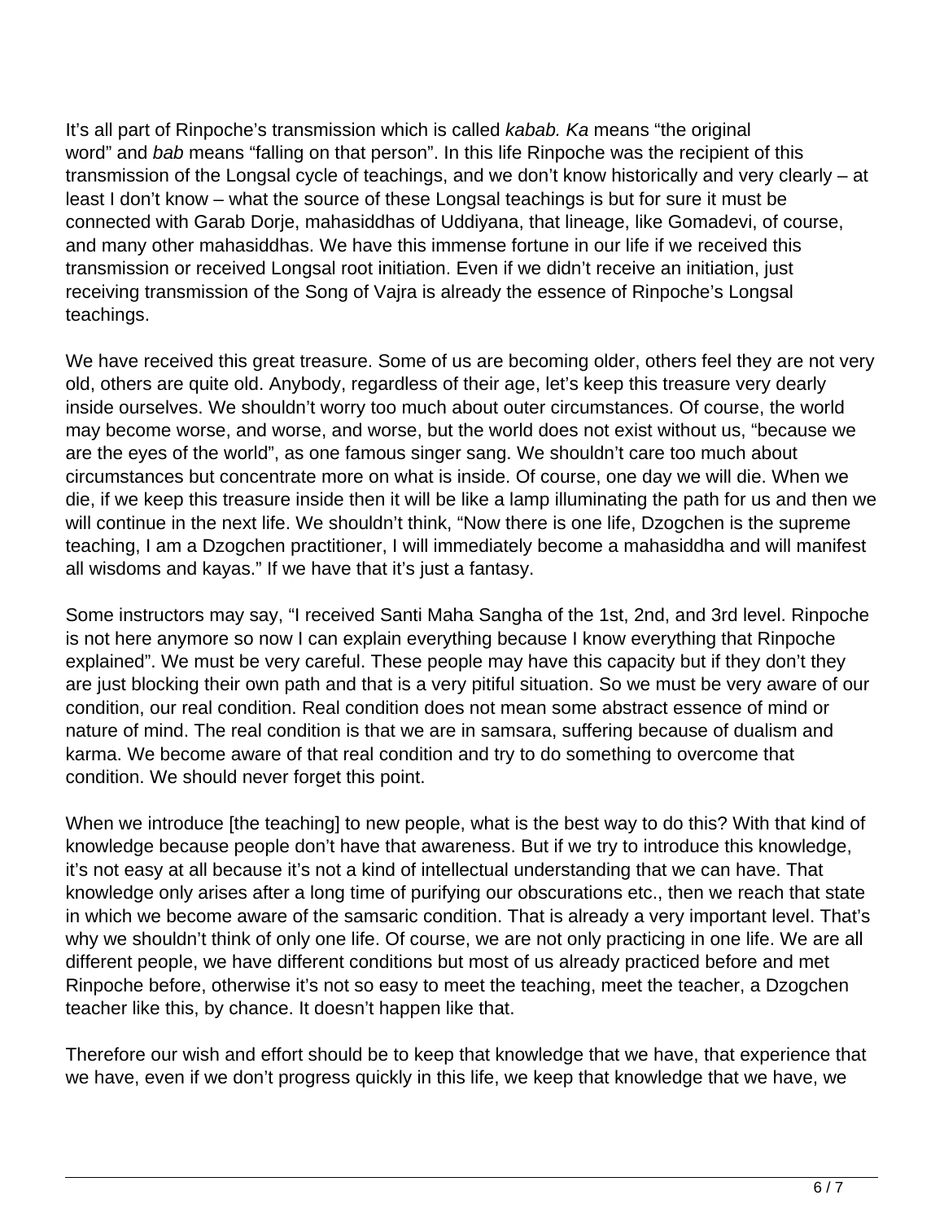It's all part of Rinpoche's transmission which is called *kabab. Ka* means "the original word" and *bab* means "falling on that person". In this life Rinpoche was the recipient of this transmission of the Longsal cycle of teachings, and we don't know historically and very clearly – at least I don't know – what the source of these Longsal teachings is but for sure it must be connected with Garab Dorje, mahasiddhas of Uddiyana, that lineage, like Gomadevi, of course, and many other mahasiddhas. We have this immense fortune in our life if we received this transmission or received Longsal root initiation. Even if we didn't receive an initiation, just receiving transmission of the Song of Vajra is already the essence of Rinpoche's Longsal teachings.

We have received this great treasure. Some of us are becoming older, others feel they are not very old, others are quite old. Anybody, regardless of their age, let's keep this treasure very dearly inside ourselves. We shouldn't worry too much about outer circumstances. Of course, the world may become worse, and worse, and worse, but the world does not exist without us, "because we are the eyes of the world", as one famous singer sang. We shouldn't care too much about circumstances but concentrate more on what is inside. Of course, one day we will die. When we die, if we keep this treasure inside then it will be like a lamp illuminating the path for us and then we will continue in the next life. We shouldn't think, "Now there is one life, Dzogchen is the supreme teaching, I am a Dzogchen practitioner, I will immediately become a mahasiddha and will manifest all wisdoms and kayas." If we have that it's just a fantasy.

Some instructors may say, "I received Santi Maha Sangha of the 1st, 2nd, and 3rd level. Rinpoche is not here anymore so now I can explain everything because I know everything that Rinpoche explained". We must be very careful. These people may have this capacity but if they don't they are just blocking their own path and that is a very pitiful situation. So we must be very aware of our condition, our real condition. Real condition does not mean some abstract essence of mind or nature of mind. The real condition is that we are in samsara, suffering because of dualism and karma. We become aware of that real condition and try to do something to overcome that condition. We should never forget this point.

When we introduce [the teaching] to new people, what is the best way to do this? With that kind of knowledge because people don't have that awareness. But if we try to introduce this knowledge, it's not easy at all because it's not a kind of intellectual understanding that we can have. That knowledge only arises after a long time of purifying our obscurations etc., then we reach that state in which we become aware of the samsaric condition. That is already a very important level. That's why we shouldn't think of only one life. Of course, we are not only practicing in one life. We are all different people, we have different conditions but most of us already practiced before and met Rinpoche before, otherwise it's not so easy to meet the teaching, meet the teacher, a Dzogchen teacher like this, by chance. It doesn't happen like that.

Therefore our wish and effort should be to keep that knowledge that we have, that experience that we have, even if we don't progress quickly in this life, we keep that knowledge that we have, we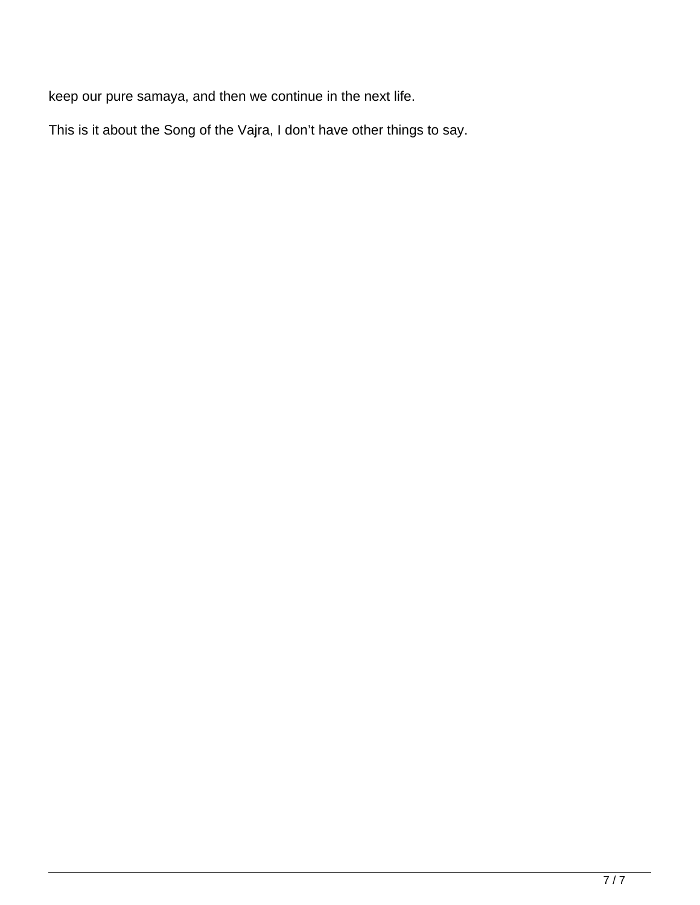keep our pure samaya, and then we continue in the next life.

This is it about the Song of the Vajra, I don’t have other things to say.